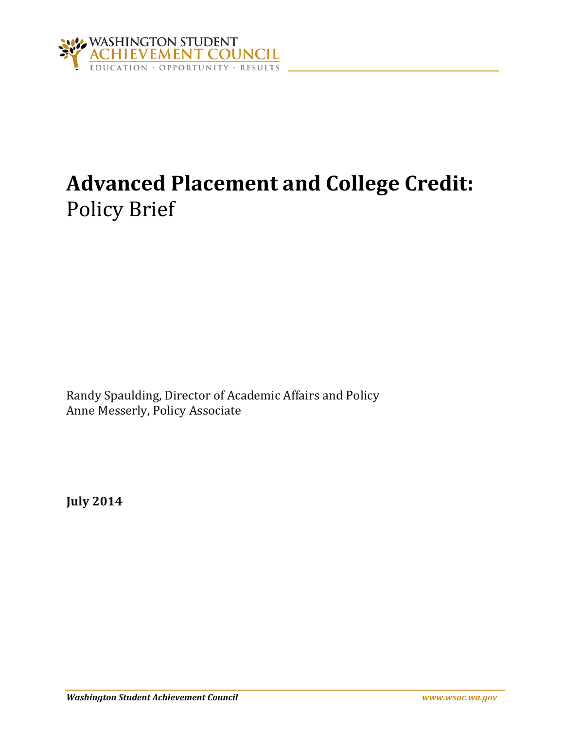WASHINGTON STUDENT ACHIEVEMENT COUNCIL

EDUCATION · OPPORTUNITY · RESULTS

# **Advanced Placement and College Credit:** Policy Brief

Randy Spaulding, Director of Academic Affairs and Policy
Anne Messerly, Policy Associate

**July 2014**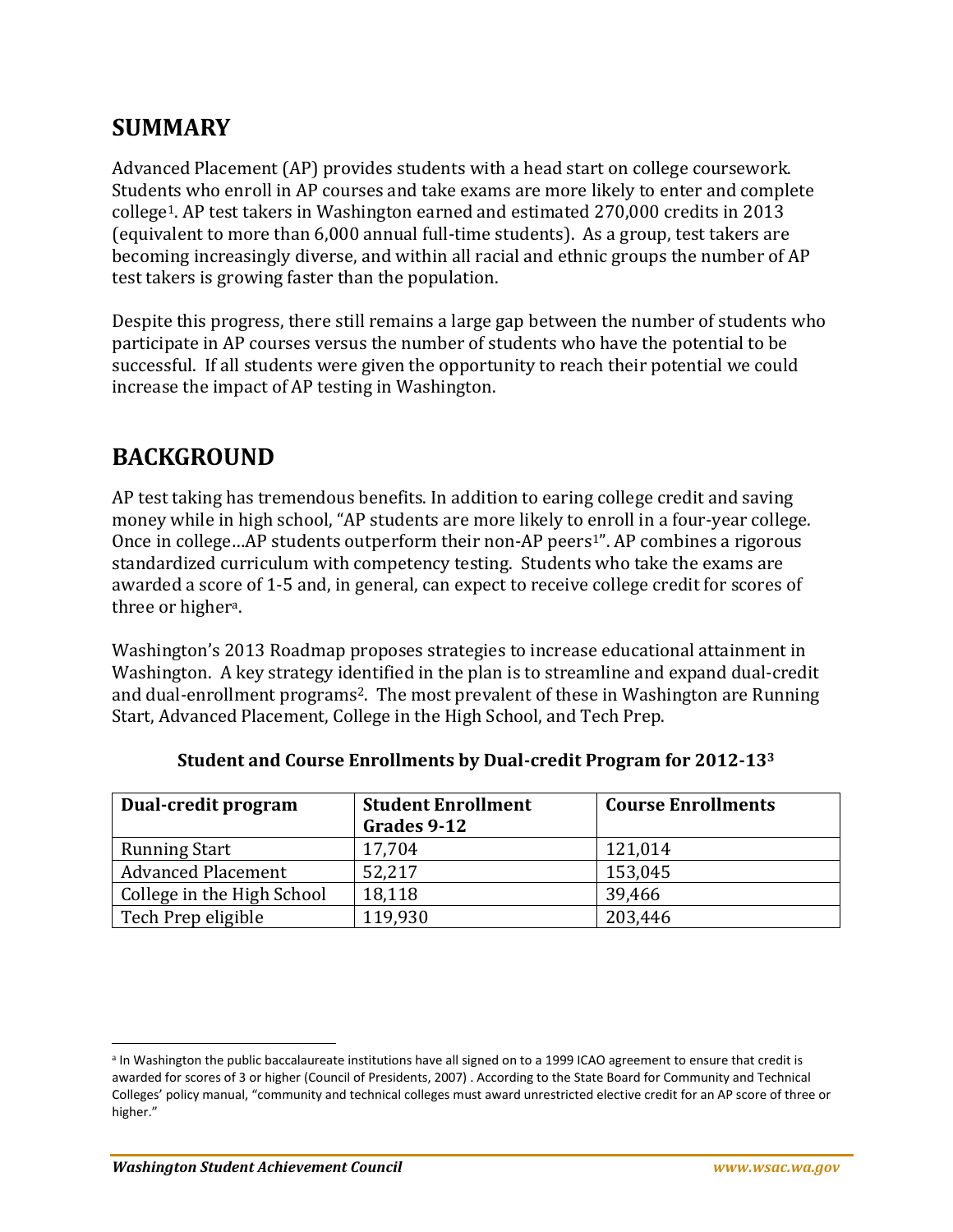## SUMMARY

Advanced Placement (AP) provides students with a head start on college coursework. Students who enroll in AP courses and take exams are more likely to enter and complete college[1]. AP test takers in Washington earned and estimated 270,000 credits in 2013 (equivalent to more than 6,000 annual full-time students). As a group, test takers are becoming increasingly diverse, and within all racial and ethnic groups the number of AP test takers is growing faster than the population.

Despite this progress, there still remains a large gap between the number of students who participate in AP courses versus the number of students who have the potential to be successful. If all students were given the opportunity to reach their potential we could increase the impact of AP testing in Washington.

## BACKGROUND

AP test taking has tremendous benefits. In addition to earing college credit and saving money while in high school, "AP students are more likely to enroll in a four-year college. Once in college…AP students outperform their non-AP peers[1]". AP combines a rigorous standardized curriculum with competency testing. Students who take the exams are awarded a score of 1-5 and, in general, can expect to receive college credit for scores of three or higher[a].

Washington's 2013 Roadmap proposes strategies to increase educational attainment in Washington. A key strategy identified in the plan is to streamline and expand dual-credit and dual-enrollment programs[2]. The most prevalent of these in Washington are Running Start, Advanced Placement, College in the High School, and Tech Prep.

**Student and Course Enrollments by Dual-credit Program for 2012-13[3]**

| Dual-credit program | Student Enrollment Grades 9-12 | Course Enrollments |
|---|---|---|
| Running Start | 17,704 | 121,014 |
| Advanced Placement | 52,217 | 153,045 |
| College in the High School | 18,118 | 39,466 |
| Tech Prep eligible | 119,930 | 203,446 |

[a] In Washington the public baccalaureate institutions have all signed on to a 1999 ICAO agreement to ensure that credit is awarded for scores of 3 or higher (Council of Presidents, 2007) . According to the State Board for Community and Technical Colleges' policy manual, "community and technical colleges must award unrestricted elective credit for an AP score of three or higher."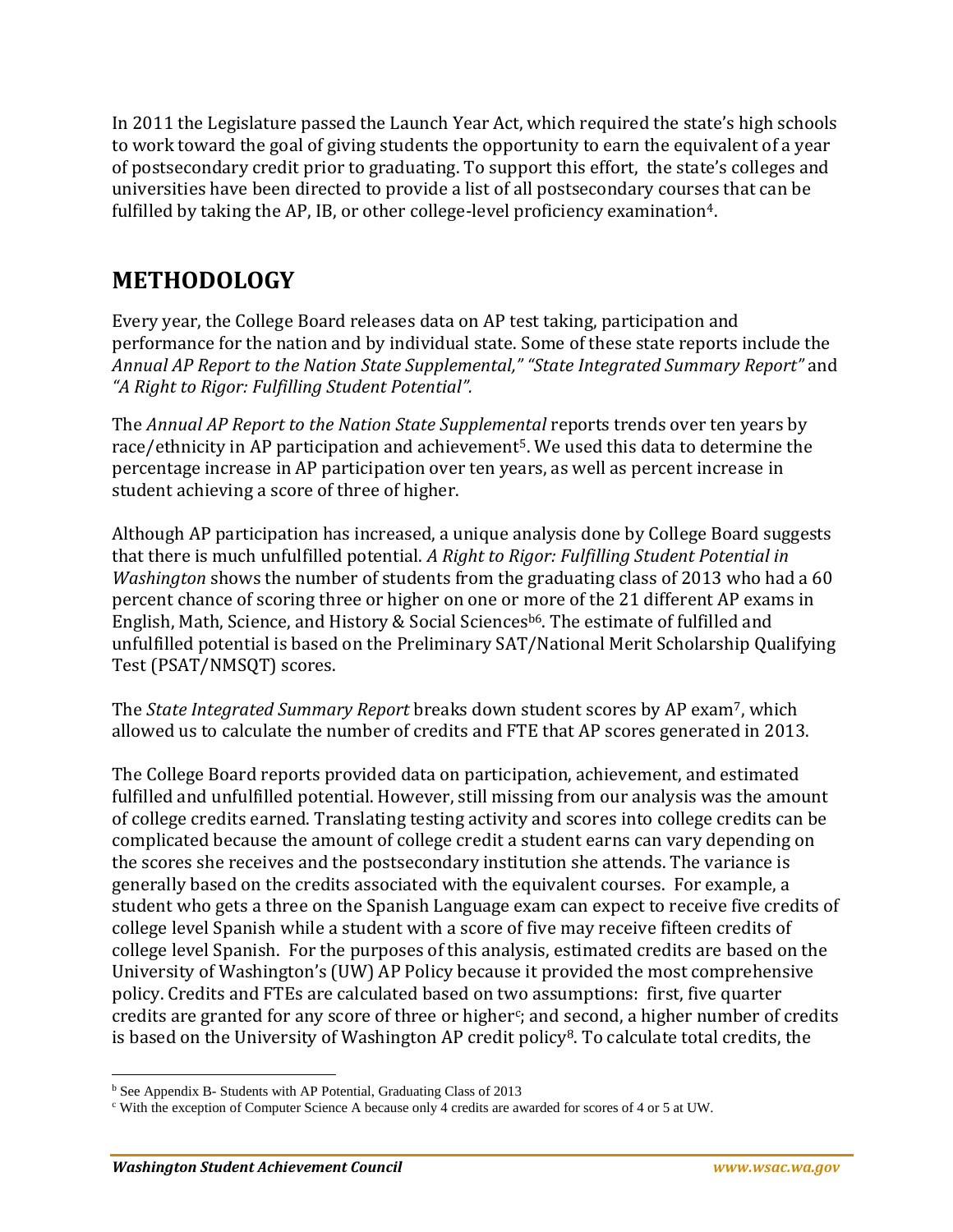In 2011 the Legislature passed the Launch Year Act, which required the state's high schools to work toward the goal of giving students the opportunity to earn the equivalent of a year of postsecondary credit prior to graduating. To support this effort, the state's colleges and universities have been directed to provide a list of all postsecondary courses that can be fulfilled by taking the AP, IB, or other college-level proficiency examination[4].

## METHODOLOGY

Every year, the College Board releases data on AP test taking, participation and performance for the nation and by individual state. Some of these state reports include the *Annual AP Report to the Nation State Supplemental," "State Integrated Summary Report"* and *"A Right to Rigor: Fulfilling Student Potential".*

The *Annual AP Report to the Nation State Supplemental* reports trends over ten years by race/ethnicity in AP participation and achievement[5]. We used this data to determine the percentage increase in AP participation over ten years, as well as percent increase in student achieving a score of three of higher.

Although AP participation has increased, a unique analysis done by College Board suggests that there is much unfulfilled potential. *A Right to Rigor: Fulfilling Student Potential in Washington* shows the number of students from the graduating class of 2013 who had a 60 percent chance of scoring three or higher on one or more of the 21 different AP exams in English, Math, Science, and History & Social Sciences[b6]. The estimate of fulfilled and unfulfilled potential is based on the Preliminary SAT/National Merit Scholarship Qualifying Test (PSAT/NMSQT) scores.

The *State Integrated Summary Report* breaks down student scores by AP exam[7], which allowed us to calculate the number of credits and FTE that AP scores generated in 2013.

The College Board reports provided data on participation, achievement, and estimated fulfilled and unfulfilled potential. However, still missing from our analysis was the amount of college credits earned. Translating testing activity and scores into college credits can be complicated because the amount of college credit a student earns can vary depending on the scores she receives and the postsecondary institution she attends. The variance is generally based on the credits associated with the equivalent courses. For example, a student who gets a three on the Spanish Language exam can expect to receive five credits of college level Spanish while a student with a score of five may receive fifteen credits of college level Spanish. For the purposes of this analysis, estimated credits are based on the University of Washington's (UW) AP Policy because it provided the most comprehensive policy. Credits and FTEs are calculated based on two assumptions: first, five quarter credits are granted for any score of three or higher[c]; and second, a higher number of credits is based on the University of Washington AP credit policy[8]. To calculate total credits, the

---

[b] See Appendix B- Students with AP Potential, Graduating Class of 2013

[c] With the exception of Computer Science A because only 4 credits are awarded for scores of 4 or 5 at UW.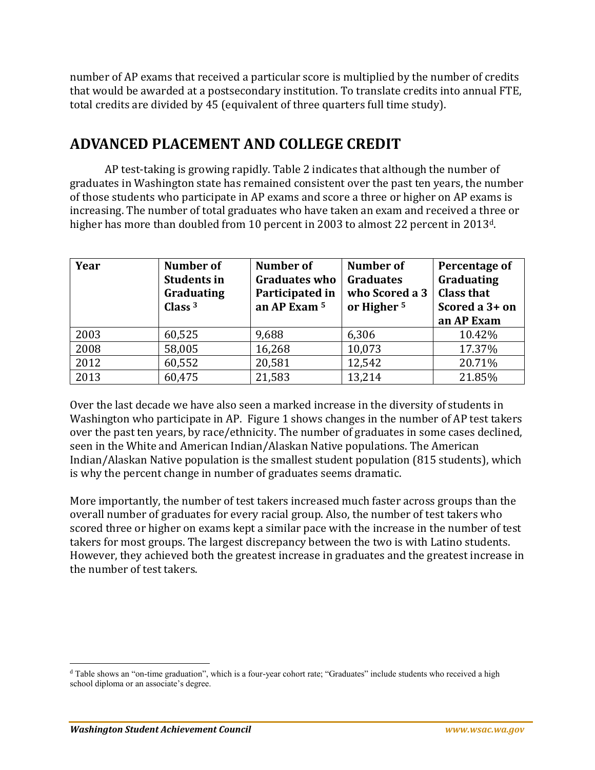number of AP exams that received a particular score is multiplied by the number of credits that would be awarded at a postsecondary institution. To translate credits into annual FTE, total credits are divided by 45 (equivalent of three quarters full time study).

## ADVANCED PLACEMENT AND COLLEGE CREDIT

AP test-taking is growing rapidly. Table 2 indicates that although the number of graduates in Washington state has remained consistent over the past ten years, the number of those students who participate in AP exams and score a three or higher on AP exams is increasing. The number of total graduates who have taken an exam and received a three or higher has more than doubled from 10 percent in 2003 to almost 22 percent in 2013[d].

| Year | Number of Students in Graduating Class [3] | Number of Graduates who Participated in an AP Exam [5] | Number of Graduates who Scored a 3 or Higher [5] | Percentage of Graduating Class that Scored a 3+ on an AP Exam |
|---|---|---|---|---|
| 2003 | 60,525 | 9,688 | 6,306 | 10.42% |
| 2008 | 58,005 | 16,268 | 10,073 | 17.37% |
| 2012 | 60,552 | 20,581 | 12,542 | 20.71% |
| 2013 | 60,475 | 21,583 | 13,214 | 21.85% |

Over the last decade we have also seen a marked increase in the diversity of students in Washington who participate in AP. Figure 1 shows changes in the number of AP test takers over the past ten years, by race/ethnicity. The number of graduates in some cases declined, seen in the White and American Indian/Alaskan Native populations. The American Indian/Alaskan Native population is the smallest student population (815 students), which is why the percent change in number of graduates seems dramatic.

More importantly, the number of test takers increased much faster across groups than the overall number of graduates for every racial group. Also, the number of test takers who scored three or higher on exams kept a similar pace with the increase in the number of test takers for most groups. The largest discrepancy between the two is with Latino students. However, they achieved both the greatest increase in graduates and the greatest increase in the number of test takers.

[d] Table shows an "on-time graduation", which is a four-year cohort rate; "Graduates" include students who received a high school diploma or an associate's degree.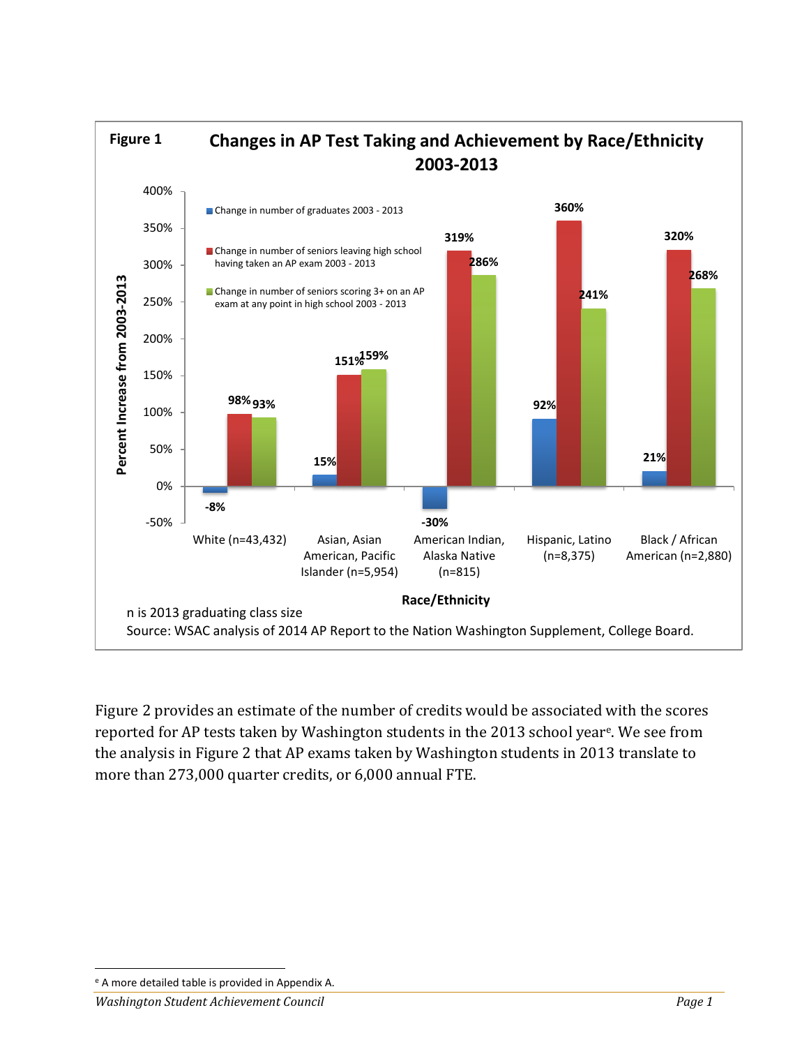**Figure 1** **Changes in AP Test Taking and Achievement by Race/Ethnicity 2003-2013**

| Race/Ethnicity | Change in number of graduates 2003 - 2013 | Change in number of seniors leaving high school having taken an AP exam 2003 - 2013 | Change in number of seniors scoring 3+ on an AP exam at any point in high school 2003 - 2013 |
|---|---|---|---|
| White (n=43,432) | -8% | 98% | 93% |
| Asian, Asian American, Pacific Islander (n=5,954) | 15% | 151% | 159% |
| American Indian, Alaska Native (n=815) | -30% | 319% | 286% |
| Hispanic, Latino (n=8,375) | 92% | 360% | 241% |
| Black / African American (n=2,880) | 21% | 320% | 268% |

Y-axis: Percent Increase from 2003-2013; X-axis: Race/Ethnicity

n is 2013 graduating class size

Source: WSAC analysis of 2014 AP Report to the Nation Washington Supplement, College Board.

Figure 2 provides an estimate of the number of credits would be associated with the scores reported for AP tests taken by Washington students in the 2013 school year[e]. We see from the analysis in Figure 2 that AP exams taken by Washington students in 2013 translate to more than 273,000 quarter credits, or 6,000 annual FTE.

---

[e] A more detailed table is provided in Appendix A.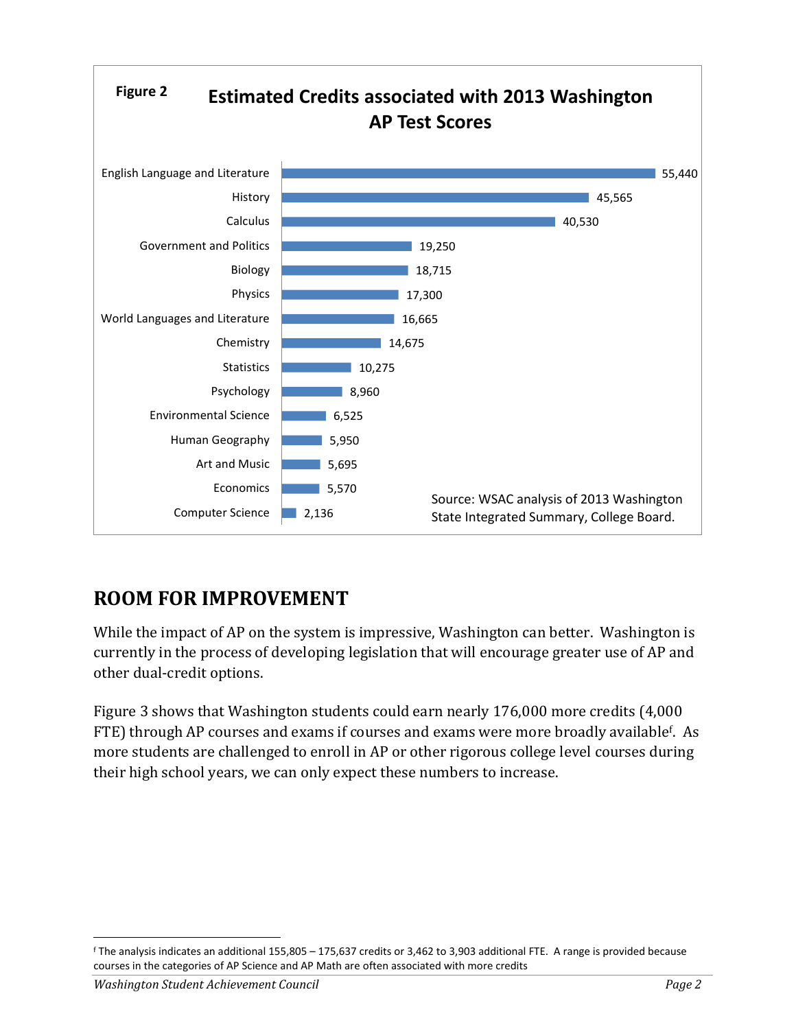**Figure 2** **Estimated Credits associated with 2013 Washington AP Test Scores**

| Subject | Estimated Credits |
|---|---|
| English Language and Literature | 55,440 |
| History | 45,565 |
| Calculus | 40,530 |
| Government and Politics | 19,250 |
| Biology | 18,715 |
| Physics | 17,300 |
| World Languages and Literature | 16,665 |
| Chemistry | 14,675 |
| Statistics | 10,275 |
| Psychology | 8,960 |
| Environmental Science | 6,525 |
| Human Geography | 5,950 |
| Art and Music | 5,695 |
| Economics | 5,570 |
| Computer Science | 2,136 |

Source: WSAC analysis of 2013 Washington State Integrated Summary, College Board.

## ROOM FOR IMPROVEMENT

While the impact of AP on the system is impressive, Washington can better. Washington is currently in the process of developing legislation that will encourage greater use of AP and other dual-credit options.

Figure 3 shows that Washington students could earn nearly 176,000 more credits (4,000 FTE) through AP courses and exams if courses and exams were more broadly available[f]. As more students are challenged to enroll in AP or other rigorous college level courses during their high school years, we can only expect these numbers to increase.

---

[f] The analysis indicates an additional 155,805 – 175,637 credits or 3,462 to 3,903 additional FTE. A range is provided because courses in the categories of AP Science and AP Math are often associated with more credits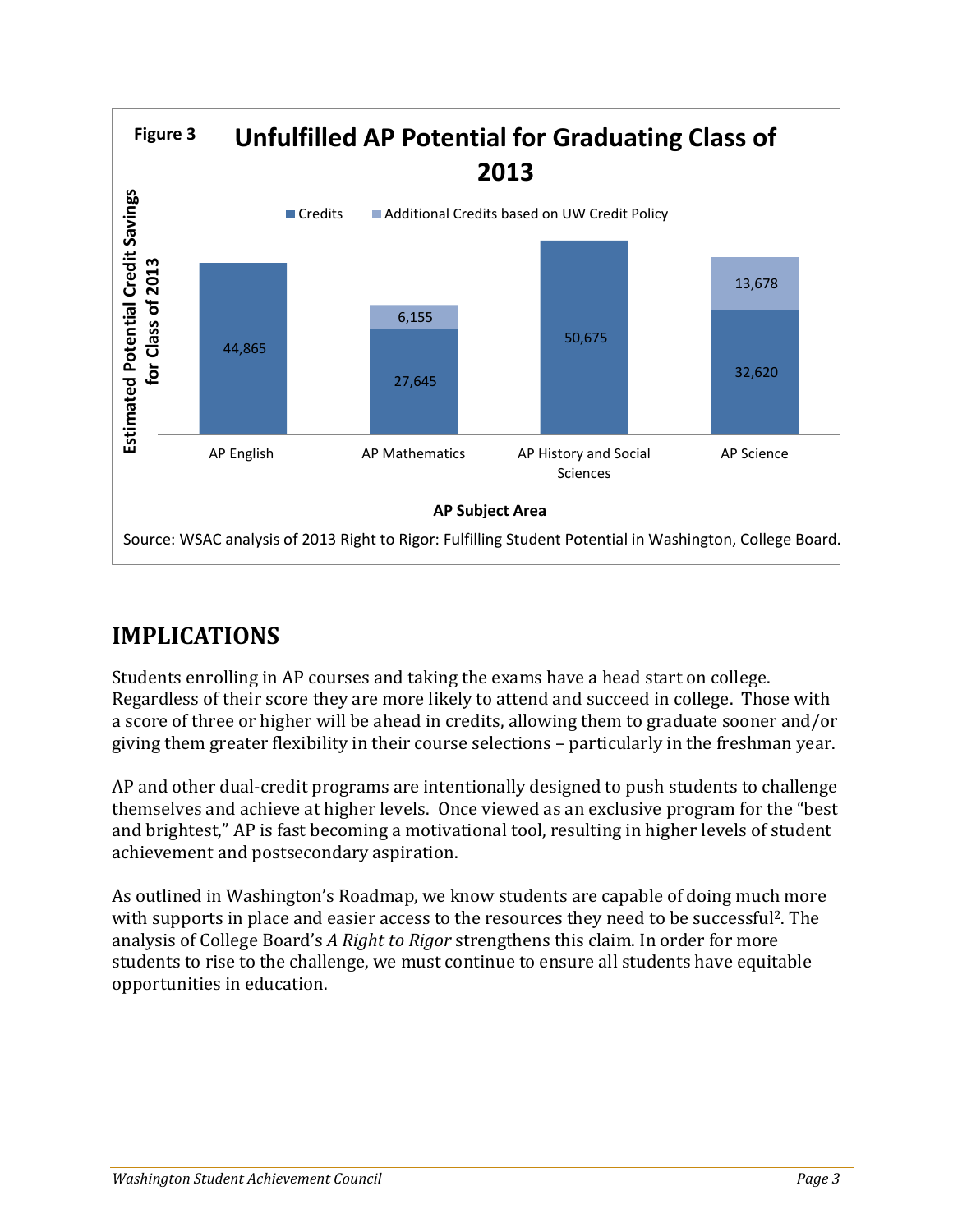**Figure 3 Unfulfilled AP Potential for Graduating Class of 2013**

| AP Subject Area | Credits | Additional Credits based on UW Credit Policy |
|---|---|---|
| AP English | 44,865 | |
| AP Mathematics | 27,645 | 6,155 |
| AP History and Social Sciences | 50,675 | |
| AP Science | 32,620 | 13,678 |

Y-axis: Estimated Potential Credit Savings for Class of 2013

Source: WSAC analysis of 2013 Right to Rigor: Fulfilling Student Potential in Washington, College Board.

## IMPLICATIONS

Students enrolling in AP courses and taking the exams have a head start on college. Regardless of their score they are more likely to attend and succeed in college. Those with a score of three or higher will be ahead in credits, allowing them to graduate sooner and/or giving them greater flexibility in their course selections – particularly in the freshman year.

AP and other dual-credit programs are intentionally designed to push students to challenge themselves and achieve at higher levels. Once viewed as an exclusive program for the "best and brightest," AP is fast becoming a motivational tool, resulting in higher levels of student achievement and postsecondary aspiration.

As outlined in Washington's Roadmap, we know students are capable of doing much more with supports in place and easier access to the resources they need to be successful[2]. The analysis of College Board's *A Right to Rigor* strengthens this claim. In order for more students to rise to the challenge, we must continue to ensure all students have equitable opportunities in education.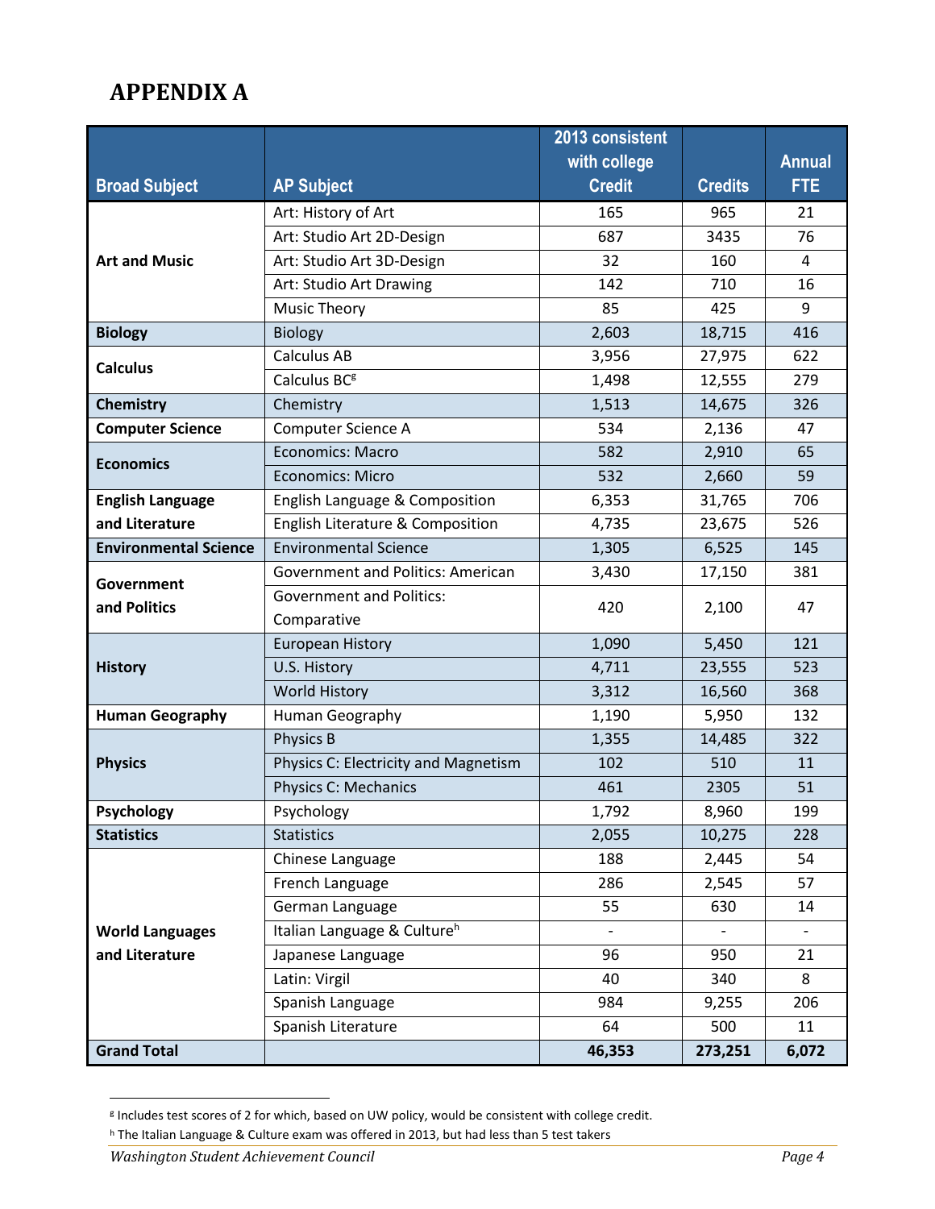# APPENDIX A

| Broad Subject | AP Subject | 2013 consistent with college Credit | Credits | Annual FTE |
|---|---|---|---|---|
| **Art and Music** | Art: History of Art | 165 | 965 | 21 |
| | Art: Studio Art 2D-Design | 687 | 3435 | 76 |
| | Art: Studio Art 3D-Design | 32 | 160 | 4 |
| | Art: Studio Art Drawing | 142 | 710 | 16 |
| | Music Theory | 85 | 425 | 9 |
| **Biology** | Biology | 2,603 | 18,715 | 416 |
| **Calculus** | Calculus AB | 3,956 | 27,975 | 622 |
| | Calculus BC[g] | 1,498 | 12,555 | 279 |
| **Chemistry** | Chemistry | 1,513 | 14,675 | 326 |
| **Computer Science** | Computer Science A | 534 | 2,136 | 47 |
| **Economics** | Economics: Macro | 582 | 2,910 | 65 |
| | Economics: Micro | 532 | 2,660 | 59 |
| **English Language and Literature** | English Language & Composition | 6,353 | 31,765 | 706 |
| | English Literature & Composition | 4,735 | 23,675 | 526 |
| **Environmental Science** | Environmental Science | 1,305 | 6,525 | 145 |
| **Government and Politics** | Government and Politics: American | 3,430 | 17,150 | 381 |
| | Government and Politics: Comparative | 420 | 2,100 | 47 |
| **History** | European History | 1,090 | 5,450 | 121 |
| | U.S. History | 4,711 | 23,555 | 523 |
| | World History | 3,312 | 16,560 | 368 |
| **Human Geography** | Human Geography | 1,190 | 5,950 | 132 |
| **Physics** | Physics B | 1,355 | 14,485 | 322 |
| | Physics C: Electricity and Magnetism | 102 | 510 | 11 |
| | Physics C: Mechanics | 461 | 2305 | 51 |
| **Psychology** | Psychology | 1,792 | 8,960 | 199 |
| **Statistics** | Statistics | 2,055 | 10,275 | 228 |
| **World Languages and Literature** | Chinese Language | 188 | 2,445 | 54 |
| | French Language | 286 | 2,545 | 57 |
| | German Language | 55 | 630 | 14 |
| | Italian Language & Culture[h] | - | - | - |
| | Japanese Language | 96 | 950 | 21 |
| | Latin: Virgil | 40 | 340 | 8 |
| | Spanish Language | 984 | 9,255 | 206 |
| | Spanish Literature | 64 | 500 | 11 |
| **Grand Total** | | **46,353** | **273,251** | **6,072** |

[g] Includes test scores of 2 for which, based on UW policy, would be consistent with college credit.

[h] The Italian Language & Culture exam was offered in 2013, but had less than 5 test takers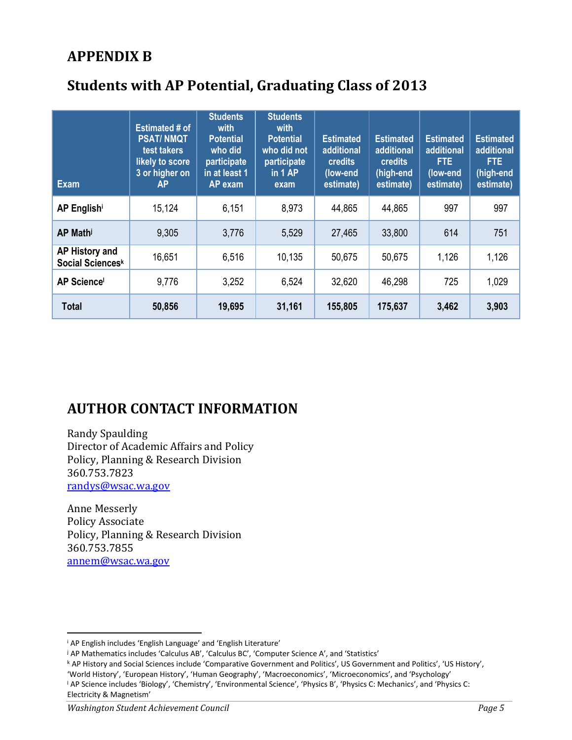## APPENDIX B

## Students with AP Potential, Graduating Class of 2013

| Exam | Estimated # of PSAT/ NMQT test takers likely to score 3 or higher on AP | Students with Potential who did participate in at least 1 AP exam | Students with Potential who did not participate in 1 AP exam | Estimated additional credits (low-end estimate) | Estimated additional credits (high-end estimate) | Estimated additional FTE (low-end estimate) | Estimated additional FTE (high-end estimate) |
|---|---|---|---|---|---|---|---|
| AP English[i] | 15,124 | 6,151 | 8,973 | 44,865 | 44,865 | 997 | 997 |
| AP Math[j] | 9,305 | 3,776 | 5,529 | 27,465 | 33,800 | 614 | 751 |
| AP History and Social Sciences[k] | 16,651 | 6,516 | 10,135 | 50,675 | 50,675 | 1,126 | 1,126 |
| AP Science[l] | 9,776 | 3,252 | 6,524 | 32,620 | 46,298 | 725 | 1,029 |
| **Total** | **50,856** | **19,695** | **31,161** | **155,805** | **175,637** | **3,462** | **3,903** |

## AUTHOR CONTACT INFORMATION

Randy Spaulding
Director of Academic Affairs and Policy
Policy, Planning & Research Division
360.753.7823
randys@wsac.wa.gov

Anne Messerly
Policy Associate
Policy, Planning & Research Division
360.753.7855
annem@wsac.wa.gov

---

[i] AP English includes 'English Language' and 'English Literature'

[j] AP Mathematics includes 'Calculus AB', 'Calculus BC', 'Computer Science A', and 'Statistics'

[k] AP History and Social Sciences include 'Comparative Government and Politics', US Government and Politics', 'US History', 'World History', 'European History', 'Human Geography', 'Macroeconomics', 'Microeconomics', and 'Psychology'

[l] AP Science includes 'Biology', 'Chemistry', 'Environmental Science', 'Physics B', 'Physics C: Mechanics', and 'Physics C: Electricity & Magnetism'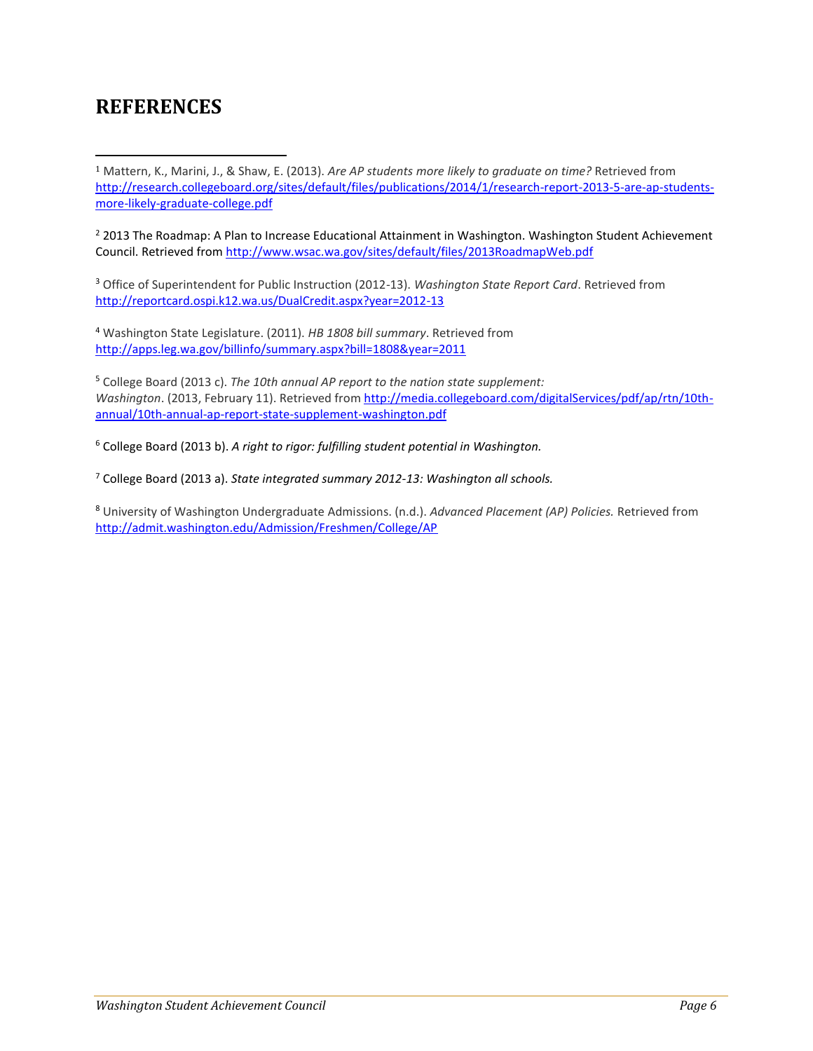# REFERENCES

[1] Mattern, K., Marini, J., & Shaw, E. (2013). *Are AP students more likely to graduate on time?* Retrieved from http://research.collegeboard.org/sites/default/files/publications/2014/1/research-report-2013-5-are-ap-students-more-likely-graduate-college.pdf

[2] 2013 The Roadmap: A Plan to Increase Educational Attainment in Washington. Washington Student Achievement Council. Retrieved from http://www.wsac.wa.gov/sites/default/files/2013RoadmapWeb.pdf

[3] Office of Superintendent for Public Instruction (2012-13). *Washington State Report Card*. Retrieved from http://reportcard.ospi.k12.wa.us/DualCredit.aspx?year=2012-13

[4] Washington State Legislature. (2011). *HB 1808 bill summary*. Retrieved from http://apps.leg.wa.gov/billinfo/summary.aspx?bill=1808&year=2011

[5] College Board (2013 c). *The 10th annual AP report to the nation state supplement: Washington*. (2013, February 11). Retrieved from http://media.collegeboard.com/digitalServices/pdf/ap/rtn/10th-annual/10th-annual-ap-report-state-supplement-washington.pdf

[6] College Board (2013 b). *A right to rigor: fulfilling student potential in Washington.*

[7] College Board (2013 a). *State integrated summary 2012-13: Washington all schools.*

[8] University of Washington Undergraduate Admissions. (n.d.). *Advanced Placement (AP) Policies.* Retrieved from http://admit.washington.edu/Admission/Freshmen/College/AP